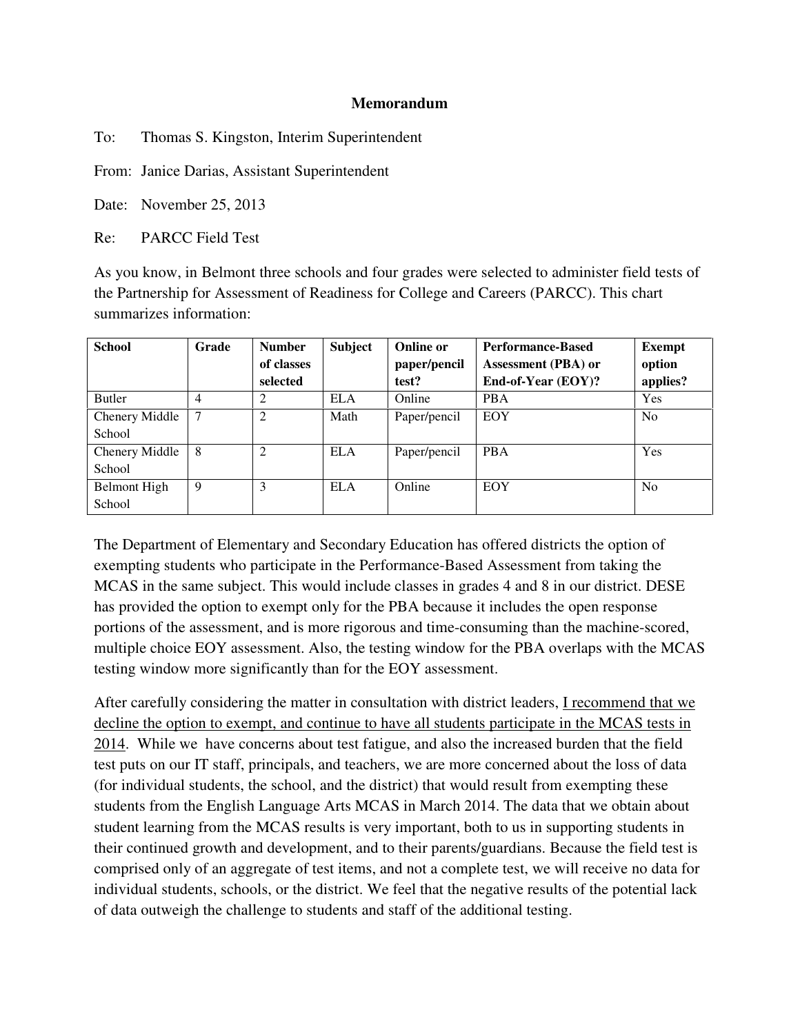# Memorandum

To: Thomas S. Kingston, Interim Superintendent

From: Janice Darias, Assistant Superintendent

Date: November 25, 2013

Re: PARCC Field Test

As you know, in Belmont three schools and four grades were selected to administer field tests of the Partnership for Assessment of Readiness for College and Careers (PARCC). This chart summarizes information:

| School | Grade | Number of classes selected | Subject | Online or paper/pencil test? | Performance-Based Assessment (PBA) or End-of-Year (EOY)? | Exempt option applies? |
|---|---|---|---|---|---|---|
| Butler | 4 | 2 | ELA | Online | PBA | Yes |
| Chenery Middle School | 7 | 2 | Math | Paper/pencil | EOY | No |
| Chenery Middle School | 8 | 2 | ELA | Paper/pencil | PBA | Yes |
| Belmont High School | 9 | 3 | ELA | Online | EOY | No |

The Department of Elementary and Secondary Education has offered districts the option of exempting students who participate in the Performance-Based Assessment from taking the MCAS in the same subject. This would include classes in grades 4 and 8 in our district. DESE has provided the option to exempt only for the PBA because it includes the open response portions of the assessment, and is more rigorous and time-consuming than the machine-scored, multiple choice EOY assessment. Also, the testing window for the PBA overlaps with the MCAS testing window more significantly than for the EOY assessment.

After carefully considering the matter in consultation with district leaders, <u>I recommend that we decline the option to exempt, and continue to have all students participate in the MCAS tests in 2014</u>. While we have concerns about test fatigue, and also the increased burden that the field test puts on our IT staff, principals, and teachers, we are more concerned about the loss of data (for individual students, the school, and the district) that would result from exempting these students from the English Language Arts MCAS in March 2014. The data that we obtain about student learning from the MCAS results is very important, both to us in supporting students in their continued growth and development, and to their parents/guardians. Because the field test is comprised only of an aggregate of test items, and not a complete test, we will receive no data for individual students, schools, or the district. We feel that the negative results of the potential lack of data outweigh the challenge to students and staff of the additional testing.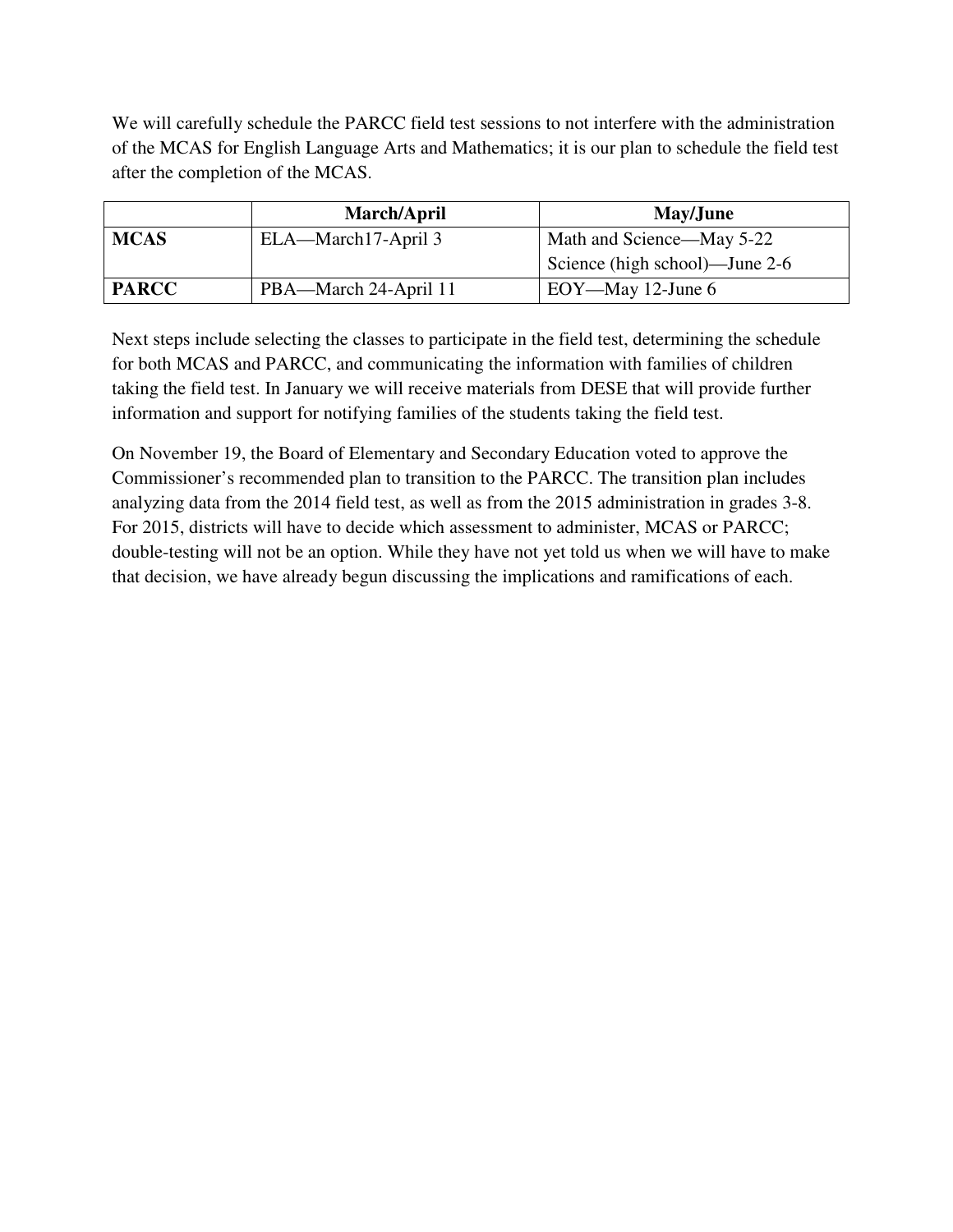We will carefully schedule the PARCC field test sessions to not interfere with the administration of the MCAS for English Language Arts and Mathematics; it is our plan to schedule the field test after the completion of the MCAS.

| | March/April | May/June |
|---|---|---|
| **MCAS** | ELA—March17-April 3 | Math and Science—May 5-22<br>Science (high school)—June 2-6 |
| **PARCC** | PBA—March 24-April 11 | EOY—May 12-June 6 |

Next steps include selecting the classes to participate in the field test, determining the schedule for both MCAS and PARCC, and communicating the information with families of children taking the field test. In January we will receive materials from DESE that will provide further information and support for notifying families of the students taking the field test.

On November 19, the Board of Elementary and Secondary Education voted to approve the Commissioner's recommended plan to transition to the PARCC. The transition plan includes analyzing data from the 2014 field test, as well as from the 2015 administration in grades 3-8. For 2015, districts will have to decide which assessment to administer, MCAS or PARCC; double-testing will not be an option. While they have not yet told us when we will have to make that decision, we have already begun discussing the implications and ramifications of each.